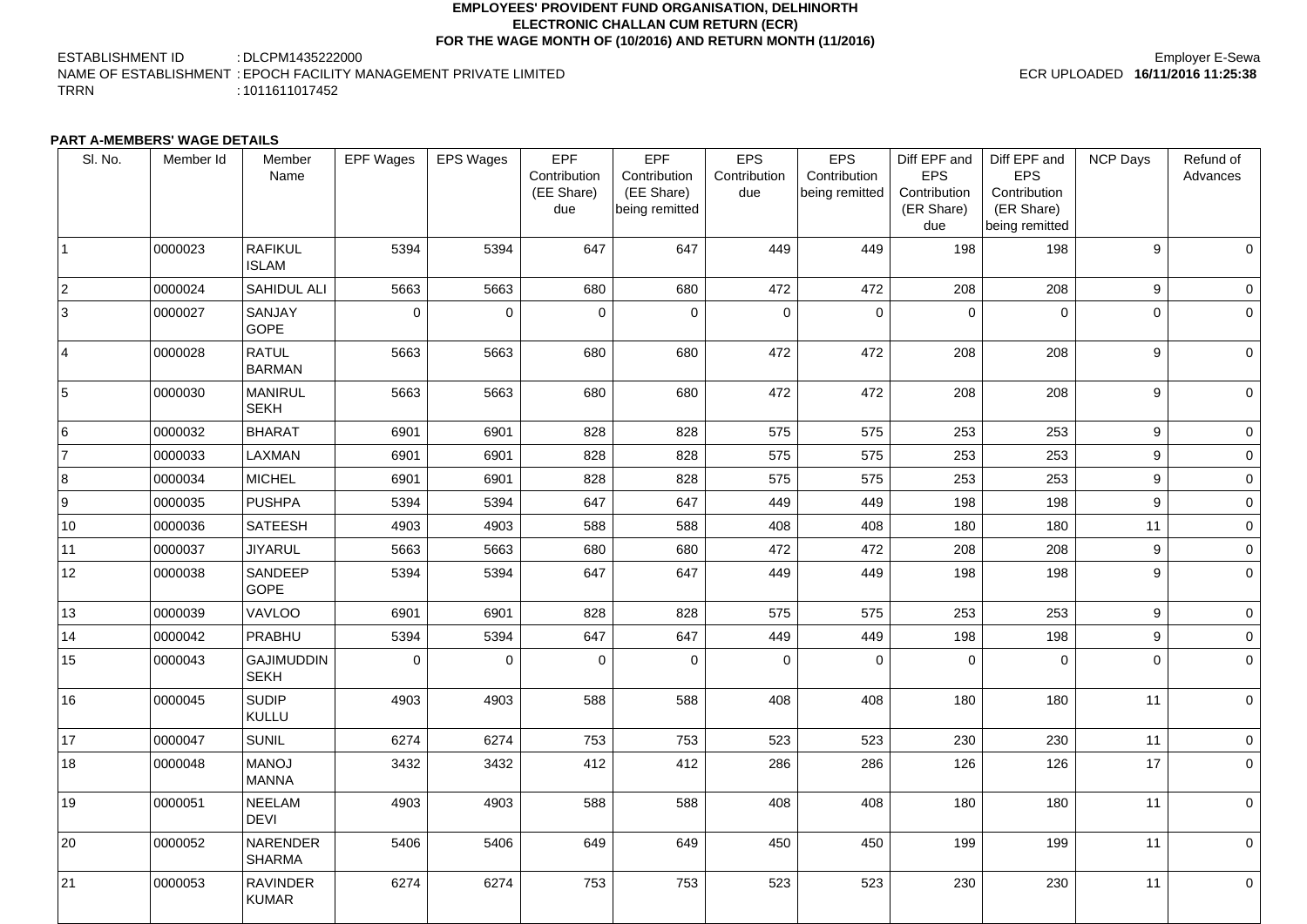# EMPLOYEES' PROVIDENT FUND ORGANISATION, DELHINORTH
## ELECTRONIC CHALLAN CUM RETURN (ECR)
## FOR THE WAGE MONTH OF (10/2016) AND RETURN MONTH (11/2016)

ESTABLISHMENT ID : DLCPM1435222000
NAME OF ESTABLISHMENT : EPOCH FACILITY MANAGEMENT PRIVATE LIMITED
TRRN : 1011611017452

Employer E-Sewa
ECR UPLOADED **16/11/2016 11:25:38**

**PART A-MEMBERS' WAGE DETAILS**

| Sl. No. | Member Id | Member Name | EPF Wages | EPS Wages | EPF Contribution (EE Share) due | EPF Contribution (EE Share) being remitted | EPS Contribution due | EPS Contribution being remitted | Diff EPF and EPS Contribution (ER Share) due | Diff EPF and EPS Contribution (ER Share) being remitted | NCP Days | Refund of Advances |
|---|---|---|---|---|---|---|---|---|---|---|---|---|
| 1 | 0000023 | RAFIKUL ISLAM | 5394 | 5394 | 647 | 647 | 449 | 449 | 198 | 198 | 9 | 0 |
| 2 | 0000024 | SAHIDUL ALI | 5663 | 5663 | 680 | 680 | 472 | 472 | 208 | 208 | 9 | 0 |
| 3 | 0000027 | SANJAY GOPE | 0 | 0 | 0 | 0 | 0 | 0 | 0 | 0 | 0 | 0 |
| 4 | 0000028 | RATUL BARMAN | 5663 | 5663 | 680 | 680 | 472 | 472 | 208 | 208 | 9 | 0 |
| 5 | 0000030 | MANIRUL SEKH | 5663 | 5663 | 680 | 680 | 472 | 472 | 208 | 208 | 9 | 0 |
| 6 | 0000032 | BHARAT | 6901 | 6901 | 828 | 828 | 575 | 575 | 253 | 253 | 9 | 0 |
| 7 | 0000033 | LAXMAN | 6901 | 6901 | 828 | 828 | 575 | 575 | 253 | 253 | 9 | 0 |
| 8 | 0000034 | MICHEL | 6901 | 6901 | 828 | 828 | 575 | 575 | 253 | 253 | 9 | 0 |
| 9 | 0000035 | PUSHPA | 5394 | 5394 | 647 | 647 | 449 | 449 | 198 | 198 | 9 | 0 |
| 10 | 0000036 | SATEESH | 4903 | 4903 | 588 | 588 | 408 | 408 | 180 | 180 | 11 | 0 |
| 11 | 0000037 | JIYARUL | 5663 | 5663 | 680 | 680 | 472 | 472 | 208 | 208 | 9 | 0 |
| 12 | 0000038 | SANDEEP GOPE | 5394 | 5394 | 647 | 647 | 449 | 449 | 198 | 198 | 9 | 0 |
| 13 | 0000039 | VAVLOO | 6901 | 6901 | 828 | 828 | 575 | 575 | 253 | 253 | 9 | 0 |
| 14 | 0000042 | PRABHU | 5394 | 5394 | 647 | 647 | 449 | 449 | 198 | 198 | 9 | 0 |
| 15 | 0000043 | GAJIMUDDIN SEKH | 0 | 0 | 0 | 0 | 0 | 0 | 0 | 0 | 0 | 0 |
| 16 | 0000045 | SUDIP KULLU | 4903 | 4903 | 588 | 588 | 408 | 408 | 180 | 180 | 11 | 0 |
| 17 | 0000047 | SUNIL | 6274 | 6274 | 753 | 753 | 523 | 523 | 230 | 230 | 11 | 0 |
| 18 | 0000048 | MANOJ MANNA | 3432 | 3432 | 412 | 412 | 286 | 286 | 126 | 126 | 17 | 0 |
| 19 | 0000051 | NEELAM DEVI | 4903 | 4903 | 588 | 588 | 408 | 408 | 180 | 180 | 11 | 0 |
| 20 | 0000052 | NARENDER SHARMA | 5406 | 5406 | 649 | 649 | 450 | 450 | 199 | 199 | 11 | 0 |
| 21 | 0000053 | RAVINDER KUMAR | 6274 | 6274 | 753 | 753 | 523 | 523 | 230 | 230 | 11 | 0 |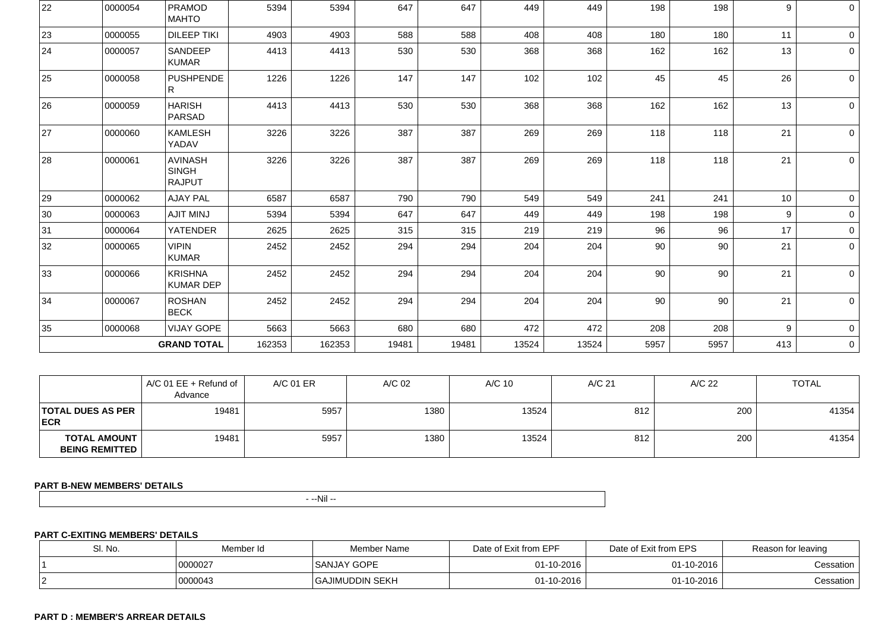| 22 | 0000054 | PRAMOD MAHTO | 5394 | 5394 | 647 | 647 | 449 | 449 | 198 | 198 | 9 | 0 |
|---|---|---|---|---|---|---|---|---|---|---|---|---|
| 23 | 0000055 | DILEEP TIKI | 4903 | 4903 | 588 | 588 | 408 | 408 | 180 | 180 | 11 | 0 |
| 24 | 0000057 | SANDEEP KUMAR | 4413 | 4413 | 530 | 530 | 368 | 368 | 162 | 162 | 13 | 0 |
| 25 | 0000058 | PUSHPENDER | 1226 | 1226 | 147 | 147 | 102 | 102 | 45 | 45 | 26 | 0 |
| 26 | 0000059 | HARISH PARSAD | 4413 | 4413 | 530 | 530 | 368 | 368 | 162 | 162 | 13 | 0 |
| 27 | 0000060 | KAMLESH YADAV | 3226 | 3226 | 387 | 387 | 269 | 269 | 118 | 118 | 21 | 0 |
| 28 | 0000061 | AVINASH SINGH RAJPUT | 3226 | 3226 | 387 | 387 | 269 | 269 | 118 | 118 | 21 | 0 |
| 29 | 0000062 | AJAY PAL | 6587 | 6587 | 790 | 790 | 549 | 549 | 241 | 241 | 10 | 0 |
| 30 | 0000063 | AJIT MINJ | 5394 | 5394 | 647 | 647 | 449 | 449 | 198 | 198 | 9 | 0 |
| 31 | 0000064 | YATENDER | 2625 | 2625 | 315 | 315 | 219 | 219 | 96 | 96 | 17 | 0 |
| 32 | 0000065 | VIPIN KUMAR | 2452 | 2452 | 294 | 294 | 204 | 204 | 90 | 90 | 21 | 0 |
| 33 | 0000066 | KRISHNA KUMAR DEP | 2452 | 2452 | 294 | 294 | 204 | 204 | 90 | 90 | 21 | 0 |
| 34 | 0000067 | ROSHAN BECK | 2452 | 2452 | 294 | 294 | 204 | 204 | 90 | 90 | 21 | 0 |
| 35 | 0000068 | VIJAY GOPE | 5663 | 5663 | 680 | 680 | 472 | 472 | 208 | 208 | 9 | 0 |
| | | **GRAND TOTAL** | 162353 | 162353 | 19481 | 19481 | 13524 | 13524 | 5957 | 5957 | 413 | 0 |

| | A/C 01 EE + Refund of Advance | A/C 01 ER | A/C 02 | A/C 10 | A/C 21 | A/C 22 | TOTAL |
|---|---|---|---|---|---|---|---|
| **TOTAL DUES AS PER ECR** | 19481 | 5957 | 1380 | 13524 | 812 | 200 | 41354 |
| **TOTAL AMOUNT BEING REMITTED** | 19481 | 5957 | 1380 | 13524 | 812 | 200 | 41354 |

**PART B-NEW MEMBERS' DETAILS**

- --Nil --

**PART C-EXITING MEMBERS' DETAILS**

| Sl. No. | Member Id | Member Name | Date of Exit from EPF | Date of Exit from EPS | Reason for leaving |
|---|---|---|---|---|---|
| 1 | 0000027 | SANJAY GOPE | 01-10-2016 | 01-10-2016 | Cessation |
| 2 | 0000043 | GAJIMUDDIN SEKH | 01-10-2016 | 01-10-2016 | Cessation |

**PART D : MEMBER'S ARREAR DETAILS**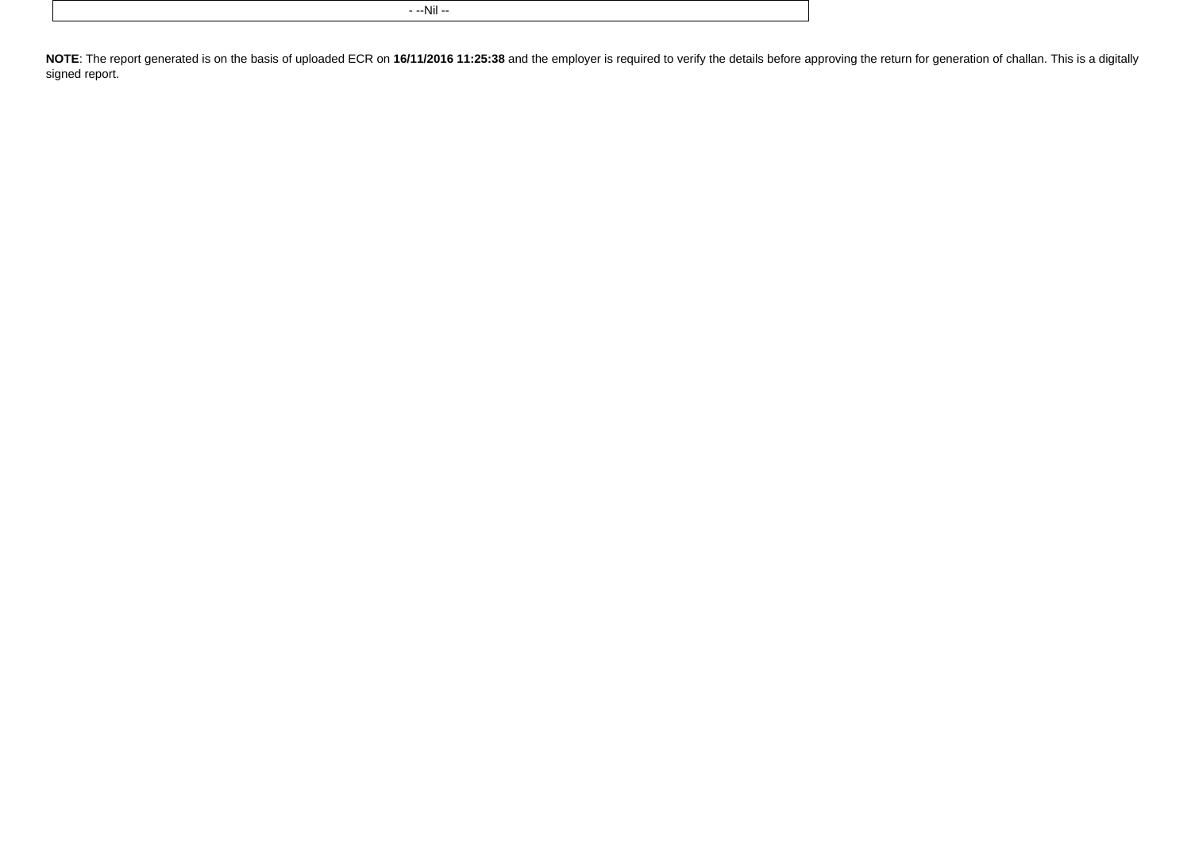| |
|---|
| - --Nil -- |

**NOTE**: The report generated is on the basis of uploaded ECR on **16/11/2016 11:25:38** and the employer is required to verify the details before approving the return for generation of challan. This is a digitally signed report.